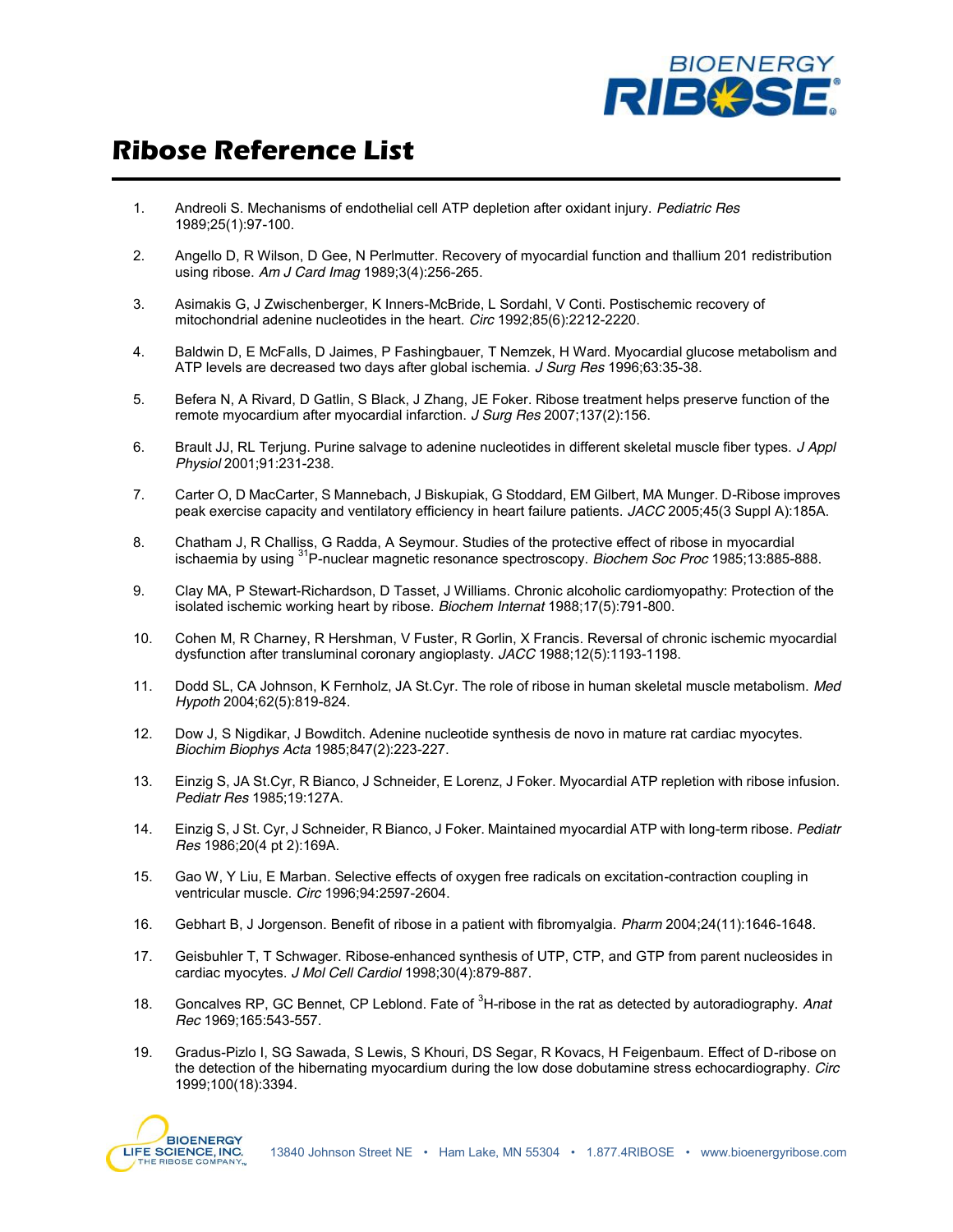# Ribose Reference List

1. Andreoli S. Mechanisms of endothelial cell ATP depletion after oxidant injury. *Pediatric Res* 1989;25(1):97-100.

2. Angello D, R Wilson, D Gee, N Perlmutter. Recovery of myocardial function and thallium 201 redistribution using ribose. *Am J Card Imag* 1989;3(4):256-265.

3. Asimakis G, J Zwischenberger, K Inners-McBride, L Sordahl, V Conti. Postischemic recovery of mitochondrial adenine nucleotides in the heart. *Circ* 1992;85(6):2212-2220.

4. Baldwin D, E McFalls, D Jaimes, P Fashingbauer, T Nemzek, H Ward. Myocardial glucose metabolism and ATP levels are decreased two days after global ischemia. *J Surg Res* 1996;63:35-38.

5. Befera N, A Rivard, D Gatlin, S Black, J Zhang, JE Foker. Ribose treatment helps preserve function of the remote myocardium after myocardial infarction. *J Surg Res* 2007;137(2):156.

6. Brault JJ, RL Terjung. Purine salvage to adenine nucleotides in different skeletal muscle fiber types. *J Appl Physiol* 2001;91:231-238.

7. Carter O, D MacCarter, S Mannebach, J Biskupiak, G Stoddard, EM Gilbert, MA Munger. D-Ribose improves peak exercise capacity and ventilatory efficiency in heart failure patients. *JACC* 2005;45(3 Suppl A):185A.

8. Chatham J, R Challiss, G Radda, A Seymour. Studies of the protective effect of ribose in myocardial ischaemia by using $^{31}$P-nuclear magnetic resonance spectroscopy. *Biochem Soc Proc* 1985;13:885-888.

9. Clay MA, P Stewart-Richardson, D Tasset, J Williams. Chronic alcoholic cardiomyopathy: Protection of the isolated ischemic working heart by ribose. *Biochem Internat* 1988;17(5):791-800.

10. Cohen M, R Charney, R Hershman, V Fuster, R Gorlin, X Francis. Reversal of chronic ischemic myocardial dysfunction after transluminal coronary angioplasty. *JACC* 1988;12(5):1193-1198.

11. Dodd SL, CA Johnson, K Fernholz, JA St.Cyr. The role of ribose in human skeletal muscle metabolism. *Med Hypoth* 2004;62(5):819-824.

12. Dow J, S Nigdikar, J Bowditch. Adenine nucleotide synthesis de novo in mature rat cardiac myocytes. *Biochim Biophys Acta* 1985;847(2):223-227.

13. Einzig S, JA St.Cyr, R Bianco, J Schneider, E Lorenz, J Foker. Myocardial ATP repletion with ribose infusion. *Pediatr Res* 1985;19:127A.

14. Einzig S, J St. Cyr, J Schneider, R Bianco, J Foker. Maintained myocardial ATP with long-term ribose. *Pediatr Res* 1986;20(4 pt 2):169A.

15. Gao W, Y Liu, E Marban. Selective effects of oxygen free radicals on excitation-contraction coupling in ventricular muscle. *Circ* 1996;94:2597-2604.

16. Gebhart B, J Jorgenson. Benefit of ribose in a patient with fibromyalgia. *Pharm* 2004;24(11):1646-1648.

17. Geisbuhler T, T Schwager. Ribose-enhanced synthesis of UTP, CTP, and GTP from parent nucleosides in cardiac myocytes. *J Mol Cell Cardiol* 1998;30(4):879-887.

18. Goncalves RP, GC Bennet, CP Leblond. Fate of $^{3}$H-ribose in the rat as detected by autoradiography. *Anat Rec* 1969;165:543-557.

19. Gradus-Pizlo I, SG Sawada, S Lewis, S Khouri, DS Segar, R Kovacs, H Feigenbaum. Effect of D-ribose on the detection of the hibernating myocardium during the low dose dobutamine stress echocardiography. *Circ* 1999;100(18):3394.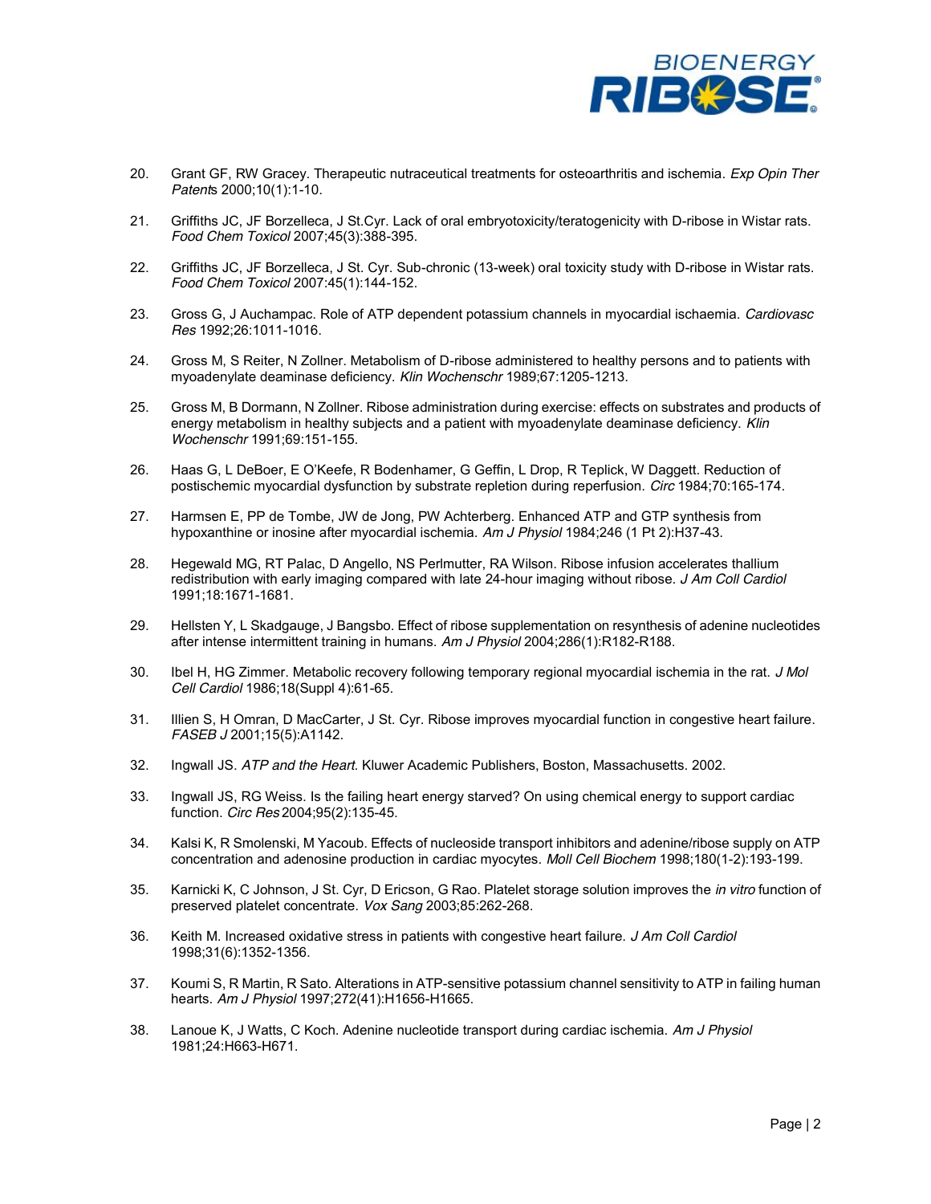20. Grant GF, RW Gracey. Therapeutic nutraceutical treatments for osteoarthritis and ischemia. *Exp Opin Ther Patents* 2000;10(1):1-10.

21. Griffiths JC, JF Borzelleca, J St.Cyr. Lack of oral embryotoxicity/teratogenicity with D-ribose in Wistar rats. *Food Chem Toxicol* 2007;45(3):388-395.

22. Griffiths JC, JF Borzelleca, J St. Cyr. Sub-chronic (13-week) oral toxicity study with D-ribose in Wistar rats. *Food Chem Toxicol* 2007:45(1):144-152.

23. Gross G, J Auchampac. Role of ATP dependent potassium channels in myocardial ischaemia. *Cardiovasc Res* 1992;26:1011-1016.

24. Gross M, S Reiter, N Zollner. Metabolism of D-ribose administered to healthy persons and to patients with myoadenylate deaminase deficiency. *Klin Wochenschr* 1989;67:1205-1213.

25. Gross M, B Dormann, N Zollner. Ribose administration during exercise: effects on substrates and products of energy metabolism in healthy subjects and a patient with myoadenylate deaminase deficiency. *Klin Wochenschr* 1991;69:151-155.

26. Haas G, L DeBoer, E O'Keefe, R Bodenhamer, G Geffin, L Drop, R Teplick, W Daggett. Reduction of postischemic myocardial dysfunction by substrate repletion during reperfusion. *Circ* 1984;70:165-174.

27. Harmsen E, PP de Tombe, JW de Jong, PW Achterberg. Enhanced ATP and GTP synthesis from hypoxanthine or inosine after myocardial ischemia. *Am J Physiol* 1984;246 (1 Pt 2):H37-43.

28. Hegewald MG, RT Palac, D Angello, NS Perlmutter, RA Wilson. Ribose infusion accelerates thallium redistribution with early imaging compared with late 24-hour imaging without ribose. *J Am Coll Cardiol* 1991;18:1671-1681.

29. Hellsten Y, L Skadgauge, J Bangsbo. Effect of ribose supplementation on resynthesis of adenine nucleotides after intense intermittent training in humans. *Am J Physiol* 2004;286(1):R182-R188.

30. Ibel H, HG Zimmer. Metabolic recovery following temporary regional myocardial ischemia in the rat. *J Mol Cell Cardiol* 1986;18(Suppl 4):61-65.

31. Illien S, H Omran, D MacCarter, J St. Cyr. Ribose improves myocardial function in congestive heart failure. *FASEB J* 2001;15(5):A1142.

32. Ingwall JS. *ATP and the Heart.* Kluwer Academic Publishers, Boston, Massachusetts. 2002.

33. Ingwall JS, RG Weiss. Is the failing heart energy starved? On using chemical energy to support cardiac function. *Circ Res* 2004;95(2):135-45.

34. Kalsi K, R Smolenski, M Yacoub. Effects of nucleoside transport inhibitors and adenine/ribose supply on ATP concentration and adenosine production in cardiac myocytes. *Moll Cell Biochem* 1998;180(1-2):193-199.

35. Karnicki K, C Johnson, J St. Cyr, D Ericson, G Rao. Platelet storage solution improves the *in vitro* function of preserved platelet concentrate. *Vox Sang* 2003;85:262-268.

36. Keith M. Increased oxidative stress in patients with congestive heart failure. *J Am Coll Cardiol* 1998;31(6):1352-1356.

37. Koumi S, R Martin, R Sato. Alterations in ATP-sensitive potassium channel sensitivity to ATP in failing human hearts. *Am J Physiol* 1997;272(41):H1656-H1665.

38. Lanoue K, J Watts, C Koch. Adenine nucleotide transport during cardiac ischemia. *Am J Physiol* 1981;24:H663-H671.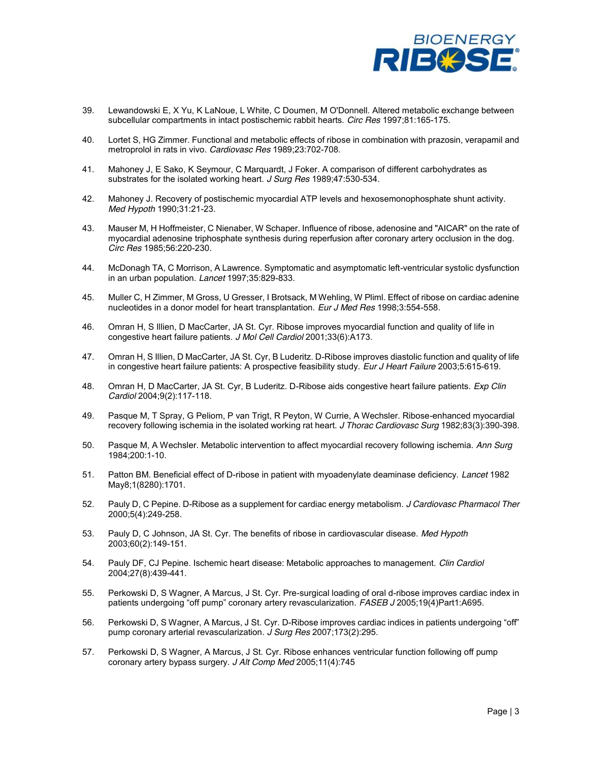39. Lewandowski E, X Yu, K LaNoue, L White, C Doumen, M O'Donnell. Altered metabolic exchange between subcellular compartments in intact postischemic rabbit hearts. *Circ Res* 1997;81:165-175.

40. Lortet S, HG Zimmer. Functional and metabolic effects of ribose in combination with prazosin, verapamil and metroprolol in rats in vivo. *Cardiovasc Res* 1989;23:702-708.

41. Mahoney J, E Sako, K Seymour, C Marquardt, J Foker. A comparison of different carbohydrates as substrates for the isolated working heart. *J Surg Res* 1989;47:530-534.

42. Mahoney J. Recovery of postischemic myocardial ATP levels and hexosemonophosphate shunt activity. *Med Hypoth* 1990;31:21-23.

43. Mauser M, H Hoffmeister, C Nienaber, W Schaper. Influence of ribose, adenosine and "AICAR" on the rate of myocardial adenosine triphosphate synthesis during reperfusion after coronary artery occlusion in the dog. *Circ Res* 1985;56:220-230.

44. McDonagh TA, C Morrison, A Lawrence. Symptomatic and asymptomatic left-ventricular systolic dysfunction in an urban population. *Lancet* 1997;35:829-833.

45. Muller C, H Zimmer, M Gross, U Gresser, I Brotsack, M Wehling, W Pliml. Effect of ribose on cardiac adenine nucleotides in a donor model for heart transplantation. *Eur J Med Res* 1998;3:554-558.

46. Omran H, S Illien, D MacCarter, JA St. Cyr. Ribose improves myocardial function and quality of life in congestive heart failure patients. *J Mol Cell Cardiol* 2001;33(6):A173.

47. Omran H, S Illien, D MacCarter, JA St. Cyr, B Luderitz. D-Ribose improves diastolic function and quality of life in congestive heart failure patients: A prospective feasibility study. *Eur J Heart Failure* 2003;5:615-619.

48. Omran H, D MacCarter, JA St. Cyr, B Luderitz. D-Ribose aids congestive heart failure patients. *Exp Clin Cardiol* 2004;9(2):117-118.

49. Pasque M, T Spray, G Peliom, P van Trigt, R Peyton, W Currie, A Wechsler. Ribose-enhanced myocardial recovery following ischemia in the isolated working rat heart. *J Thorac Cardiovasc Surg* 1982;83(3):390-398.

50. Pasque M, A Wechsler. Metabolic intervention to affect myocardial recovery following ischemia. *Ann Surg* 1984;200:1-10.

51. Patton BM. Beneficial effect of D-ribose in patient with myoadenylate deaminase deficiency. *Lancet* 1982 May8;1(8280):1701.

52. Pauly D, C Pepine. D-Ribose as a supplement for cardiac energy metabolism. *J Cardiovasc Pharmacol Ther* 2000;5(4):249-258.

53. Pauly D, C Johnson, JA St. Cyr. The benefits of ribose in cardiovascular disease. *Med Hypoth* 2003;60(2):149-151.

54. Pauly DF, CJ Pepine. Ischemic heart disease: Metabolic approaches to management. *Clin Cardiol* 2004;27(8):439-441.

55. Perkowski D, S Wagner, A Marcus, J St. Cyr. Pre-surgical loading of oral d-ribose improves cardiac index in patients undergoing "off pump" coronary artery revascularization. *FASEB J* 2005;19(4)Part1:A695.

56. Perkowski D, S Wagner, A Marcus, J St. Cyr. D-Ribose improves cardiac indices in patients undergoing "off" pump coronary arterial revascularization. *J Surg Res* 2007;173(2):295.

57. Perkowski D, S Wagner, A Marcus, J St. Cyr. Ribose enhances ventricular function following off pump coronary artery bypass surgery. *J Alt Comp Med* 2005;11(4):745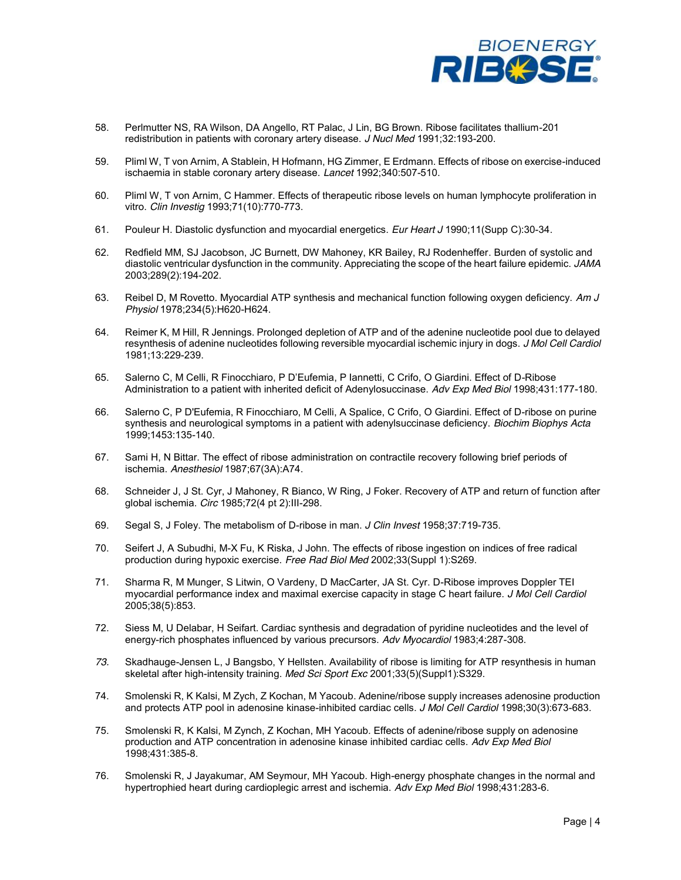58. Perlmutter NS, RA Wilson, DA Angello, RT Palac, J Lin, BG Brown. Ribose facilitates thallium-201 redistribution in patients with coronary artery disease. *J Nucl Med* 1991;32:193-200.

59. Pliml W, T von Arnim, A Stablein, H Hofmann, HG Zimmer, E Erdmann. Effects of ribose on exercise-induced ischaemia in stable coronary artery disease. *Lancet* 1992;340:507-510.

60. Pliml W, T von Arnim, C Hammer. Effects of therapeutic ribose levels on human lymphocyte proliferation in vitro. *Clin Investig* 1993;71(10):770-773.

61. Pouleur H. Diastolic dysfunction and myocardial energetics. *Eur Heart J* 1990;11(Supp C):30-34.

62. Redfield MM, SJ Jacobson, JC Burnett, DW Mahoney, KR Bailey, RJ Rodenheffer. Burden of systolic and diastolic ventricular dysfunction in the community. Appreciating the scope of the heart failure epidemic. *JAMA* 2003;289(2):194-202.

63. Reibel D, M Rovetto. Myocardial ATP synthesis and mechanical function following oxygen deficiency. *Am J Physiol* 1978;234(5):H620-H624.

64. Reimer K, M Hill, R Jennings. Prolonged depletion of ATP and of the adenine nucleotide pool due to delayed resynthesis of adenine nucleotides following reversible myocardial ischemic injury in dogs. *J Mol Cell Cardiol* 1981;13:229-239.

65. Salerno C, M Celli, R Finocchiaro, P D'Eufemia, P Iannetti, C Crifo, O Giardini. Effect of D-Ribose Administration to a patient with inherited deficit of Adenylosuccinase. *Adv Exp Med Biol* 1998;431:177-180.

66. Salerno C, P D'Eufemia, R Finocchiaro, M Celli, A Spalice, C Crifo, O Giardini. Effect of D-ribose on purine synthesis and neurological symptoms in a patient with adenylsuccinase deficiency. *Biochim Biophys Acta* 1999;1453:135-140.

67. Sami H, N Bittar. The effect of ribose administration on contractile recovery following brief periods of ischemia. *Anesthesiol* 1987;67(3A):A74.

68. Schneider J, J St. Cyr, J Mahoney, R Bianco, W Ring, J Foker. Recovery of ATP and return of function after global ischemia. *Circ* 1985;72(4 pt 2):III-298.

69. Segal S, J Foley. The metabolism of D-ribose in man. *J Clin Invest* 1958;37:719-735.

70. Seifert J, A Subudhi, M-X Fu, K Riska, J John. The effects of ribose ingestion on indices of free radical production during hypoxic exercise. *Free Rad Biol Med* 2002;33(Suppl 1):S269.

71. Sharma R, M Munger, S Litwin, O Vardeny, D MacCarter, JA St. Cyr. D-Ribose improves Doppler TEI myocardial performance index and maximal exercise capacity in stage C heart failure. *J Mol Cell Cardiol* 2005;38(5):853.

72. Siess M, U Delabar, H Seifart. Cardiac synthesis and degradation of pyridine nucleotides and the level of energy-rich phosphates influenced by various precursors. *Adv Myocardiol* 1983;4:287-308.

73. Skadhauge-Jensen L, J Bangsbo, Y Hellsten. Availability of ribose is limiting for ATP resynthesis in human skeletal after high-intensity training. *Med Sci Sport Exc* 2001;33(5)(Suppl1):S329.

74. Smolenski R, K Kalsi, M Zych, Z Kochan, M Yacoub. Adenine/ribose supply increases adenosine production and protects ATP pool in adenosine kinase-inhibited cardiac cells. *J Mol Cell Cardiol* 1998;30(3):673-683.

75. Smolenski R, K Kalsi, M Zynch, Z Kochan, MH Yacoub. Effects of adenine/ribose supply on adenosine production and ATP concentration in adenosine kinase inhibited cardiac cells. *Adv Exp Med Biol* 1998;431:385-8.

76. Smolenski R, J Jayakumar, AM Seymour, MH Yacoub. High-energy phosphate changes in the normal and hypertrophied heart during cardioplegic arrest and ischemia. *Adv Exp Med Biol* 1998;431:283-6.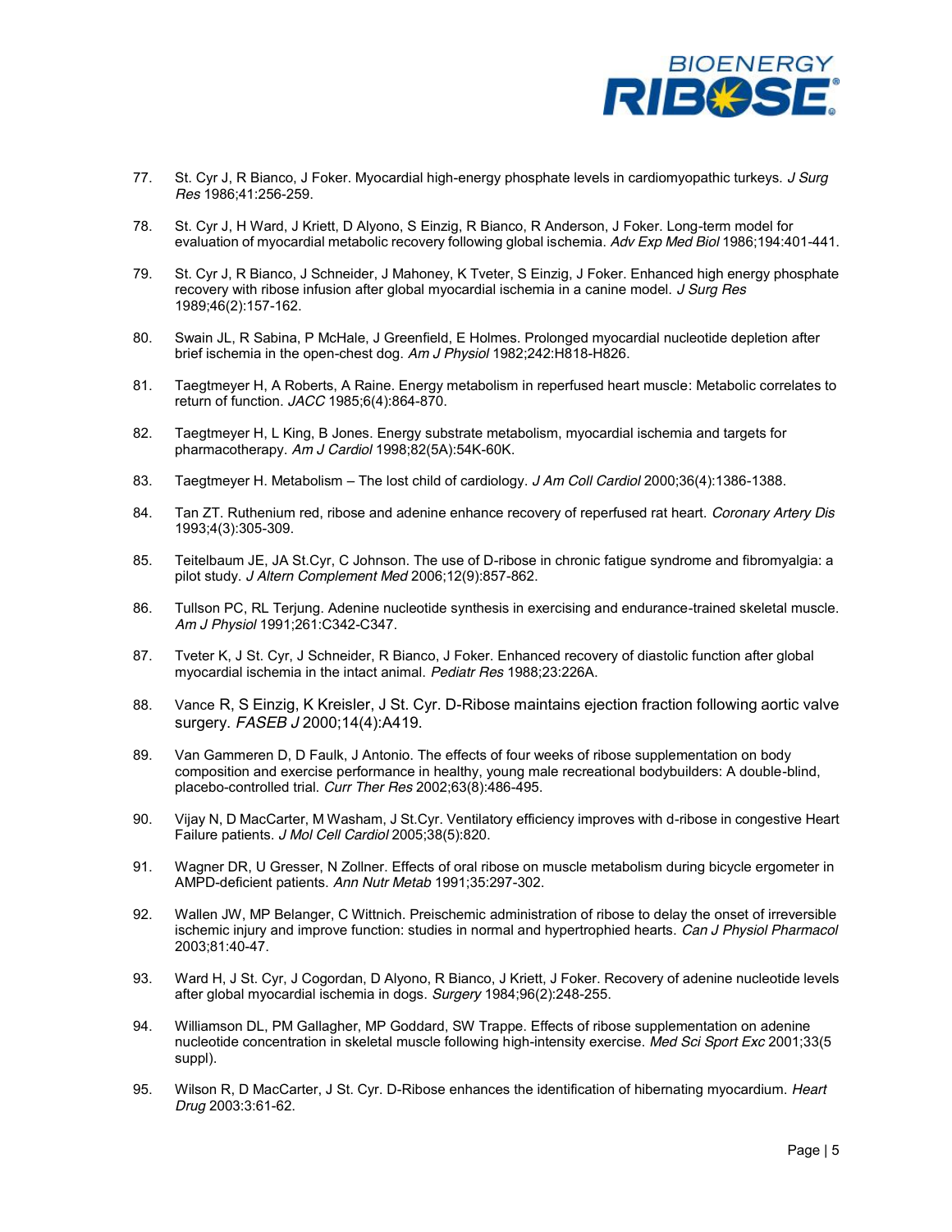77. St. Cyr J, R Bianco, J Foker. Myocardial high-energy phosphate levels in cardiomyopathic turkeys. *J Surg Res* 1986;41:256-259.

78. St. Cyr J, H Ward, J Kriett, D Alyono, S Einzig, R Bianco, R Anderson, J Foker. Long-term model for evaluation of myocardial metabolic recovery following global ischemia. *Adv Exp Med Biol* 1986;194:401-441.

79. St. Cyr J, R Bianco, J Schneider, J Mahoney, K Tveter, S Einzig, J Foker. Enhanced high energy phosphate recovery with ribose infusion after global myocardial ischemia in a canine model. *J Surg Res* 1989;46(2):157-162.

80. Swain JL, R Sabina, P McHale, J Greenfield, E Holmes. Prolonged myocardial nucleotide depletion after brief ischemia in the open-chest dog. *Am J Physiol* 1982;242:H818-H826.

81. Taegtmeyer H, A Roberts, A Raine. Energy metabolism in reperfused heart muscle: Metabolic correlates to return of function. *JACC* 1985;6(4):864-870.

82. Taegtmeyer H, L King, B Jones. Energy substrate metabolism, myocardial ischemia and targets for pharmacotherapy. *Am J Cardiol* 1998;82(5A):54K-60K.

83. Taegtmeyer H. Metabolism – The lost child of cardiology. *J Am Coll Cardiol* 2000;36(4):1386-1388.

84. Tan ZT. Ruthenium red, ribose and adenine enhance recovery of reperfused rat heart. *Coronary Artery Dis* 1993;4(3):305-309.

85. Teitelbaum JE, JA St.Cyr, C Johnson. The use of D-ribose in chronic fatigue syndrome and fibromyalgia: a pilot study. *J Altern Complement Med* 2006;12(9):857-862.

86. Tullson PC, RL Terjung. Adenine nucleotide synthesis in exercising and endurance-trained skeletal muscle. *Am J Physiol* 1991;261:C342-C347.

87. Tveter K, J St. Cyr, J Schneider, R Bianco, J Foker. Enhanced recovery of diastolic function after global myocardial ischemia in the intact animal. *Pediatr Res* 1988;23:226A.

88. Vance R, S Einzig, K Kreisler, J St. Cyr. D-Ribose maintains ejection fraction following aortic valve surgery. *FASEB J* 2000;14(4):A419.

89. Van Gammeren D, D Faulk, J Antonio. The effects of four weeks of ribose supplementation on body composition and exercise performance in healthy, young male recreational bodybuilders: A double-blind, placebo-controlled trial. *Curr Ther Res* 2002;63(8):486-495.

90. Vijay N, D MacCarter, M Washam, J St.Cyr. Ventilatory efficiency improves with d-ribose in congestive Heart Failure patients. *J Mol Cell Cardiol* 2005;38(5):820.

91. Wagner DR, U Gresser, N Zollner. Effects of oral ribose on muscle metabolism during bicycle ergometer in AMPD-deficient patients. *Ann Nutr Metab* 1991;35:297-302.

92. Wallen JW, MP Belanger, C Wittnich. Preischemic administration of ribose to delay the onset of irreversible ischemic injury and improve function: studies in normal and hypertrophied hearts. *Can J Physiol Pharmacol* 2003;81:40-47.

93. Ward H, J St. Cyr, J Cogordan, D Alyono, R Bianco, J Kriett, J Foker. Recovery of adenine nucleotide levels after global myocardial ischemia in dogs. *Surgery* 1984;96(2):248-255.

94. Williamson DL, PM Gallagher, MP Goddard, SW Trappe. Effects of ribose supplementation on adenine nucleotide concentration in skeletal muscle following high-intensity exercise. *Med Sci Sport Exc* 2001;33(5 suppl).

95. Wilson R, D MacCarter, J St. Cyr. D-Ribose enhances the identification of hibernating myocardium. *Heart Drug* 2003:3:61-62.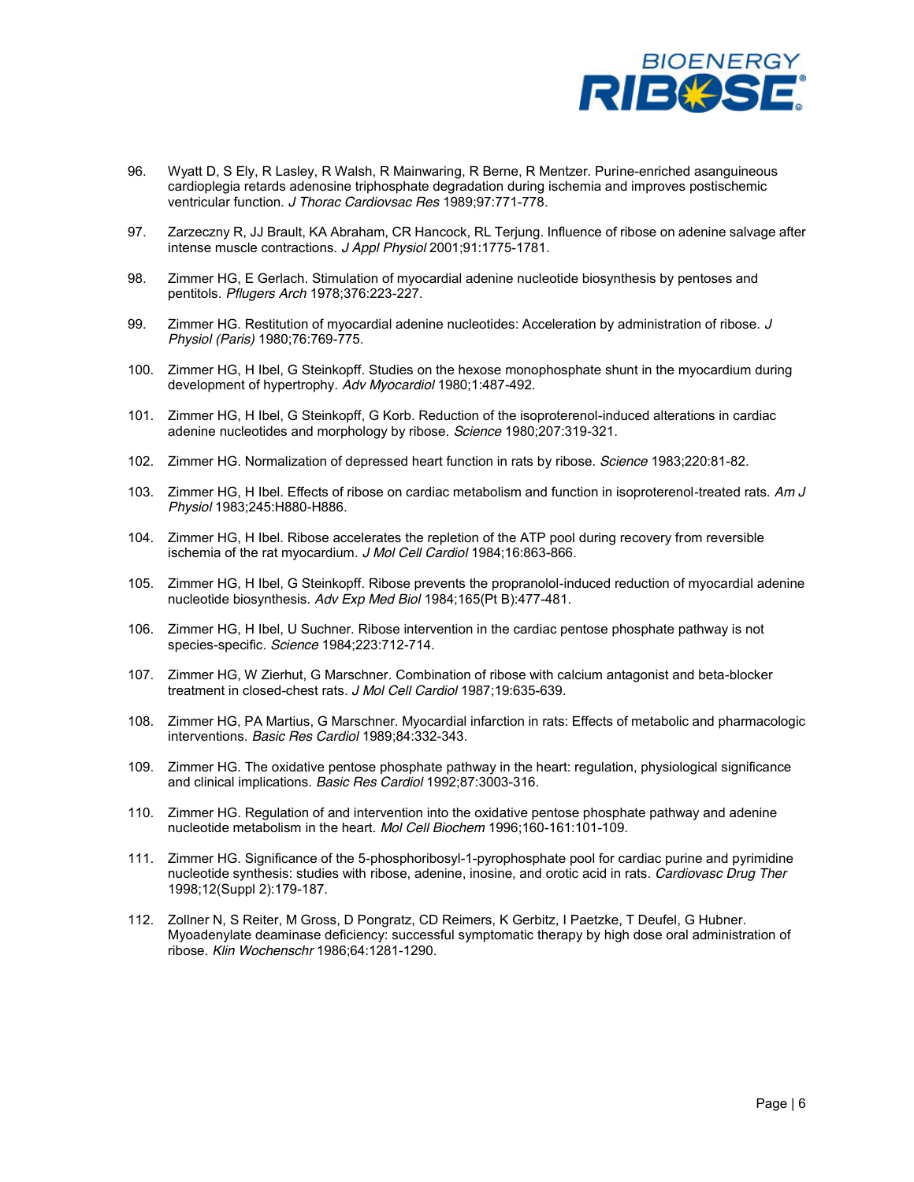96. Wyatt D, S Ely, R Lasley, R Walsh, R Mainwaring, R Berne, R Mentzer. Purine-enriched asanguineous cardioplegia retards adenosine triphosphate degradation during ischemia and improves postischemic ventricular function. *J Thorac Cardiovsac Res* 1989;97:771-778.

97. Zarzeczny R, JJ Brault, KA Abraham, CR Hancock, RL Terjung. Influence of ribose on adenine salvage after intense muscle contractions. *J Appl Physiol* 2001;91:1775-1781.

98. Zimmer HG, E Gerlach. Stimulation of myocardial adenine nucleotide biosynthesis by pentoses and pentitols. *Pflugers Arch* 1978;376:223-227.

99. Zimmer HG. Restitution of myocardial adenine nucleotides: Acceleration by administration of ribose. *J Physiol (Paris)* 1980;76:769-775.

100. Zimmer HG, H Ibel, G Steinkopff. Studies on the hexose monophosphate shunt in the myocardium during development of hypertrophy. *Adv Myocardiol* 1980;1:487-492.

101. Zimmer HG, H Ibel, G Steinkopff, G Korb. Reduction of the isoproterenol-induced alterations in cardiac adenine nucleotides and morphology by ribose. *Science* 1980;207:319-321.

102. Zimmer HG. Normalization of depressed heart function in rats by ribose. *Science* 1983;220:81-82.

103. Zimmer HG, H Ibel. Effects of ribose on cardiac metabolism and function in isoproterenol-treated rats. *Am J Physiol* 1983;245:H880-H886.

104. Zimmer HG, H Ibel. Ribose accelerates the repletion of the ATP pool during recovery from reversible ischemia of the rat myocardium. *J Mol Cell Cardiol* 1984;16:863-866.

105. Zimmer HG, H Ibel, G Steinkopff. Ribose prevents the propranolol-induced reduction of myocardial adenine nucleotide biosynthesis. *Adv Exp Med Biol* 1984;165(Pt B):477-481.

106. Zimmer HG, H Ibel, U Suchner. Ribose intervention in the cardiac pentose phosphate pathway is not species-specific. *Science* 1984;223:712-714.

107. Zimmer HG, W Zierhut, G Marschner. Combination of ribose with calcium antagonist and beta-blocker treatment in closed-chest rats. *J Mol Cell Cardiol* 1987;19:635-639.

108. Zimmer HG, PA Martius, G Marschner. Myocardial infarction in rats: Effects of metabolic and pharmacologic interventions. *Basic Res Cardiol* 1989;84:332-343.

109. Zimmer HG. The oxidative pentose phosphate pathway in the heart: regulation, physiological significance and clinical implications. *Basic Res Cardiol* 1992;87:3003-316.

110. Zimmer HG. Regulation of and intervention into the oxidative pentose phosphate pathway and adenine nucleotide metabolism in the heart. *Mol Cell Biochem* 1996;160-161:101-109.

111. Zimmer HG. Significance of the 5-phosphoribosyl-1-pyrophosphate pool for cardiac purine and pyrimidine nucleotide synthesis: studies with ribose, adenine, inosine, and orotic acid in rats. *Cardiovasc Drug Ther* 1998;12(Suppl 2):179-187.

112. Zollner N, S Reiter, M Gross, D Pongratz, CD Reimers, K Gerbitz, I Paetzke, T Deufel, G Hubner. Myoadenylate deaminase deficiency: successful symptomatic therapy by high dose oral administration of ribose. *Klin Wochenschr* 1986;64:1281-1290.